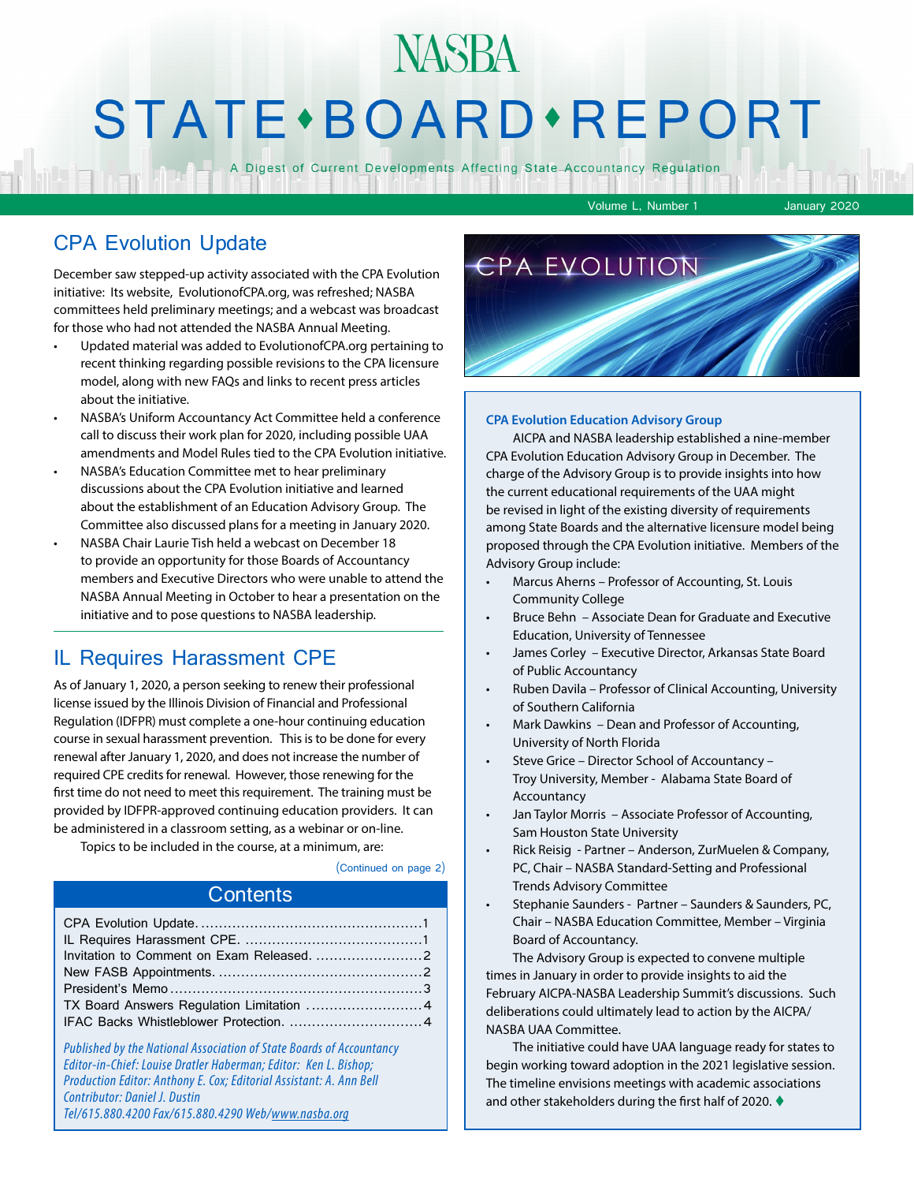# NASBA STATE • BOARD • REPORT

A Digest of Current Developments Affecting State Accountancy Regulation

Volume L, Number 1 January 2020

## CPA Evolution Update

December saw stepped-up activity associated with the CPA Evolution initiative: Its website, EvolutionofCPA.org, was refreshed; NASBA committees held preliminary meetings; and a webcast was broadcast for those who had not attended the NASBA Annual Meeting.

- Updated material was added to EvolutionofCPA.org pertaining to recent thinking regarding possible revisions to the CPA licensure model, along with new FAQs and links to recent press articles about the initiative.
- NASBA's Uniform Accountancy Act Committee held a conference call to discuss their work plan for 2020, including possible UAA amendments and Model Rules tied to the CPA Evolution initiative.
- NASBA's Education Committee met to hear preliminary discussions about the CPA Evolution initiative and learned about the establishment of an Education Advisory Group. The Committee also discussed plans for a meeting in January 2020.
- NASBA Chair Laurie Tish held a webcast on December 18 to provide an opportunity for those Boards of Accountancy members and Executive Directors who were unable to attend the NASBA Annual Meeting in October to hear a presentation on the initiative and to pose questions to NASBA leadership.

## IL Requires Harassment CPE

As of January 1, 2020, a person seeking to renew their professional license issued by the Illinois Division of Financial and Professional Regulation (IDFPR) must complete a one-hour continuing education course in sexual harassment prevention. This is to be done for every renewal after January 1, 2020, and does not increase the number of required CPE credits for renewal. However, those renewing for the first time do not need to meet this requirement. The training must be provided by IDFPR-approved continuing education providers. It can be administered in a classroom setting, as a webinar or on-line.

Topics to be included in the course, at a minimum, are:

(Continued on page 2)

## Contents

| | |
|---|---|
| CPA Evolution Update | 1 |
| IL Requires Harassment CPE | 1 |
| Invitation to Comment on Exam Released | 2 |
| New FASB Appointments | 2 |
| President's Memo | 3 |
| TX Board Answers Regulation Limitation | 4 |
| IFAC Backs Whistleblower Protection | 4 |

*Published by the National Association of State Boards of Accountancy*
*Editor-in-Chief: Louise Dratler Haberman; Editor: Ken L. Bishop; Production Editor: Anthony E. Cox; Editorial Assistant: A. Ann Bell*
*Contributor: Daniel J. Dustin*
*Tel/615.880.4200 Fax/615.880.4290 Web/www.nasba.org*

CPA EVOLUTION

### CPA Evolution Education Advisory Group

AICPA and NASBA leadership established a nine-member CPA Evolution Education Advisory Group in December. The charge of the Advisory Group is to provide insights into how the current educational requirements of the UAA might be revised in light of the existing diversity of requirements among State Boards and the alternative licensure model being proposed through the CPA Evolution initiative. Members of the Advisory Group include:

- Marcus Aherns – Professor of Accounting, St. Louis Community College
- Bruce Behn – Associate Dean for Graduate and Executive Education, University of Tennessee
- James Corley – Executive Director, Arkansas State Board of Public Accountancy
- Ruben Davila – Professor of Clinical Accounting, University of Southern California
- Mark Dawkins – Dean and Professor of Accounting, University of North Florida
- Steve Grice – Director School of Accountancy – Troy University, Member - Alabama State Board of Accountancy
- Jan Taylor Morris – Associate Professor of Accounting, Sam Houston State University
- Rick Reisig - Partner – Anderson, ZurMuelen & Company, PC, Chair – NASBA Standard-Setting and Professional Trends Advisory Committee
- Stephanie Saunders - Partner – Saunders & Saunders, PC, Chair – NASBA Education Committee, Member – Virginia Board of Accountancy.

The Advisory Group is expected to convene multiple times in January in order to provide insights to aid the February AICPA-NASBA Leadership Summit's discussions. Such deliberations could ultimately lead to action by the AICPA/NASBA UAA Committee.

The initiative could have UAA language ready for states to begin working toward adoption in the 2021 legislative session. The timeline envisions meetings with academic associations and other stakeholders during the first half of 2020. ♦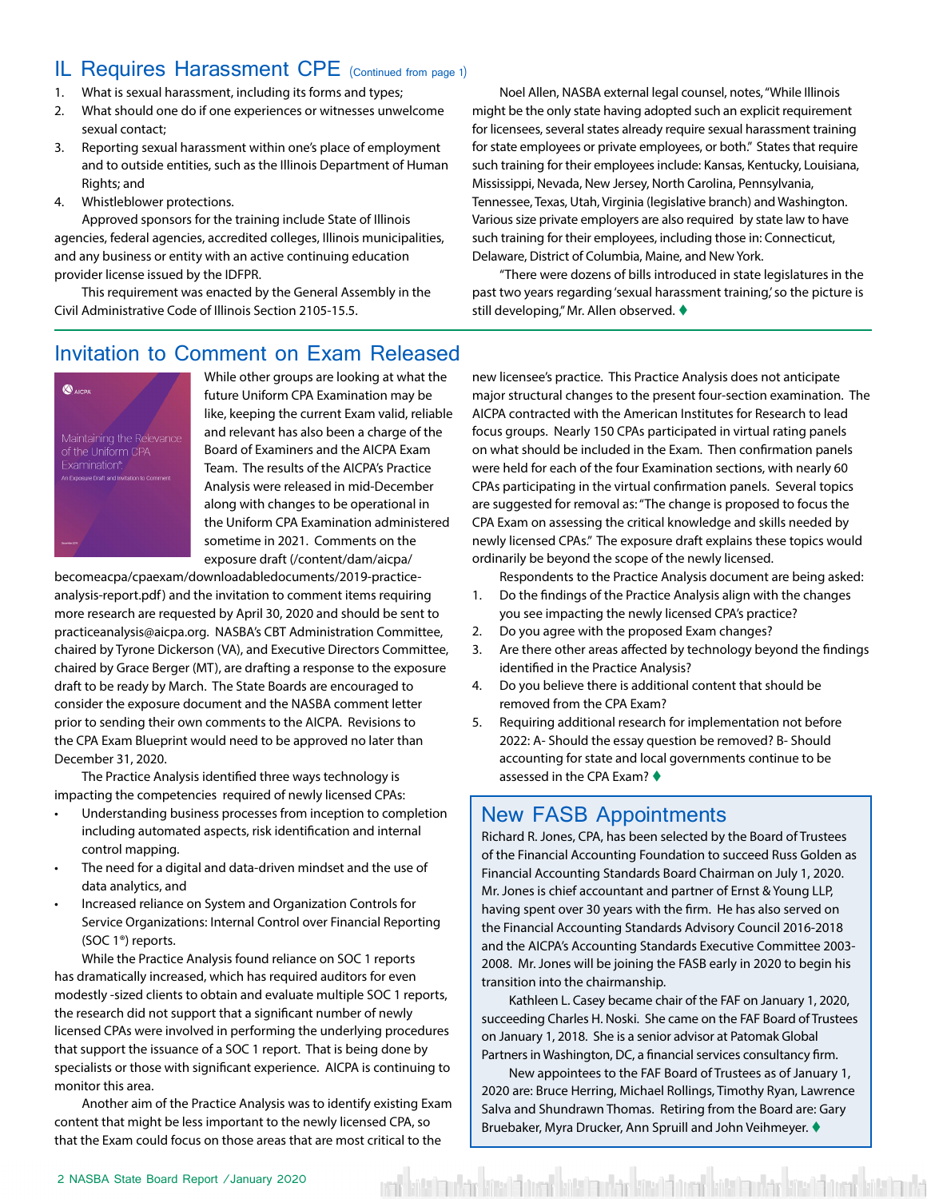## IL Requires Harassment CPE (Continued from page 1)

1. What is sexual harassment, including its forms and types;
2. What should one do if one experiences or witnesses unwelcome sexual contact;
3. Reporting sexual harassment within one's place of employment and to outside entities, such as the Illinois Department of Human Rights; and
4. Whistleblower protections.

Approved sponsors for the training include State of Illinois agencies, federal agencies, accredited colleges, Illinois municipalities, and any business or entity with an active continuing education provider license issued by the IDFPR.

This requirement was enacted by the General Assembly in the Civil Administrative Code of Illinois Section 2105-15.5.

Noel Allen, NASBA external legal counsel, notes, "While Illinois might be the only state having adopted such an explicit requirement for licensees, several states already require sexual harassment training for state employees or private employees, or both." States that require such training for their employees include: Kansas, Kentucky, Louisiana, Mississippi, Nevada, New Jersey, North Carolina, Pennsylvania, Tennessee, Texas, Utah, Virginia (legislative branch) and Washington. Various size private employers are also required by state law to have such training for their employees, including those in: Connecticut, Delaware, District of Columbia, Maine, and New York.

"There were dozens of bills introduced in state legislatures in the past two years regarding 'sexual harassment training,' so the picture is still developing," Mr. Allen observed. ♦

## Invitation to Comment on Exam Released

AICPA
Maintaining the Relevance of the Uniform CPA Examination®
An Exposure Draft and Invitation to Comment

While other groups are looking at what the future Uniform CPA Examination may be like, keeping the current Exam valid, reliable and relevant has also been a charge of the Board of Examiners and the AICPA Exam Team. The results of the AICPA's Practice Analysis were released in mid-December along with changes to be operational in the Uniform CPA Examination administered sometime in 2021. Comments on the exposure draft (/content/dam/aicpa/becomeacpa/cpaexam/downloadabledocuments/2019-practice-analysis-report.pdf) and the invitation to comment items requiring more research are requested by April 30, 2020 and should be sent to practiceanalysis@aicpa.org. NASBA's CBT Administration Committee, chaired by Tyrone Dickerson (VA), and Executive Directors Committee, chaired by Grace Berger (MT), are drafting a response to the exposure draft to be ready by March. The State Boards are encouraged to consider the exposure document and the NASBA comment letter prior to sending their own comments to the AICPA. Revisions to the CPA Exam Blueprint would need to be approved no later than December 31, 2020.

The Practice Analysis identified three ways technology is impacting the competencies required of newly licensed CPAs:

- Understanding business processes from inception to completion including automated aspects, risk identification and internal control mapping.
- The need for a digital and data-driven mindset and the use of data analytics, and
- Increased reliance on System and Organization Controls for Service Organizations: Internal Control over Financial Reporting (SOC 1®) reports.

While the Practice Analysis found reliance on SOC 1 reports has dramatically increased, which has required auditors for even modestly -sized clients to obtain and evaluate multiple SOC 1 reports, the research did not support that a significant number of newly licensed CPAs were involved in performing the underlying procedures that support the issuance of a SOC 1 report. That is being done by specialists or those with significant experience. AICPA is continuing to monitor this area.

Another aim of the Practice Analysis was to identify existing Exam content that might be less important to the newly licensed CPA, so that the Exam could focus on those areas that are most critical to the new licensee's practice. This Practice Analysis does not anticipate major structural changes to the present four-section examination. The AICPA contracted with the American Institutes for Research to lead focus groups. Nearly 150 CPAs participated in virtual rating panels on what should be included in the Exam. Then confirmation panels were held for each of the four Examination sections, with nearly 60 CPAs participating in the virtual confirmation panels. Several topics are suggested for removal as: "The change is proposed to focus the CPA Exam on assessing the critical knowledge and skills needed by newly licensed CPAs." The exposure draft explains these topics would ordinarily be beyond the scope of the newly licensed.

Respondents to the Practice Analysis document are being asked:

1. Do the findings of the Practice Analysis align with the changes you see impacting the newly licensed CPA's practice?
2. Do you agree with the proposed Exam changes?
3. Are there other areas affected by technology beyond the findings identified in the Practice Analysis?
4. Do you believe there is additional content that should be removed from the CPA Exam?
5. Requiring additional research for implementation not before 2022: A- Should the essay question be removed? B- Should accounting for state and local governments continue to be assessed in the CPA Exam? ♦

## New FASB Appointments

Richard R. Jones, CPA, has been selected by the Board of Trustees of the Financial Accounting Foundation to succeed Russ Golden as Financial Accounting Standards Board Chairman on July 1, 2020. Mr. Jones is chief accountant and partner of Ernst & Young LLP, having spent over 30 years with the firm. He has also served on the Financial Accounting Standards Advisory Council 2016-2018 and the AICPA's Accounting Standards Executive Committee 2003-2008. Mr. Jones will be joining the FASB early in 2020 to begin his transition into the chairmanship.

Kathleen L. Casey became chair of the FAF on January 1, 2020, succeeding Charles H. Noski. She came on the FAF Board of Trustees on January 1, 2018. She is a senior advisor at Patomak Global Partners in Washington, DC, a financial services consultancy firm.

New appointees to the FAF Board of Trustees as of January 1, 2020 are: Bruce Herring, Michael Rollings, Timothy Ryan, Lawrence Salva and Shundrawn Thomas. Retiring from the Board are: Gary Bruebaker, Myra Drucker, Ann Spruill and John Veihmeyer. ♦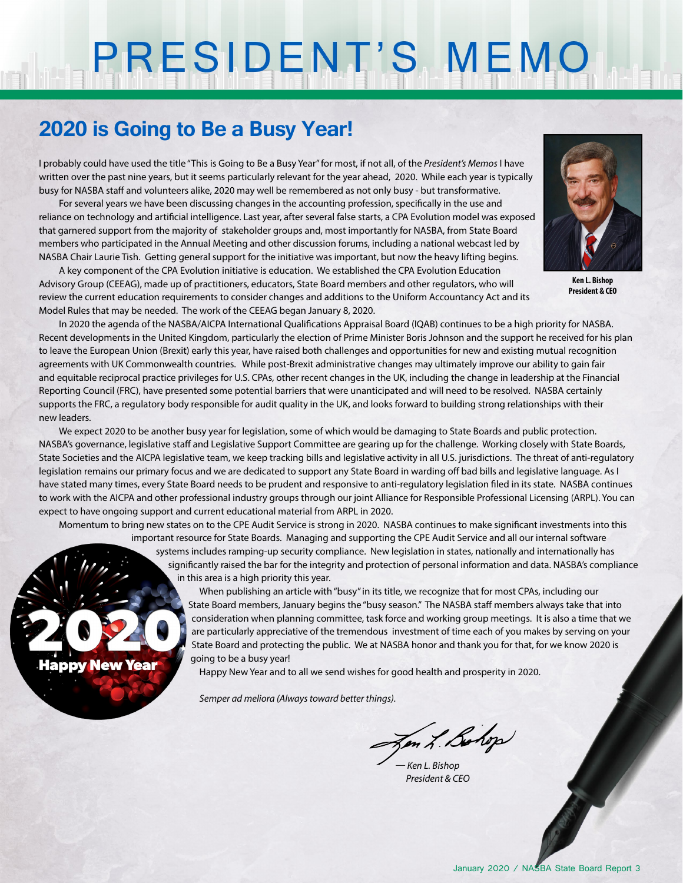# PRESIDENT'S MEMO

## 2020 is Going to Be a Busy Year!

I probably could have used the title "This is Going to Be a Busy Year" for most, if not all, of the *President's Memos* I have written over the past nine years, but it seems particularly relevant for the year ahead, 2020. While each year is typically busy for NASBA staff and volunteers alike, 2020 may well be remembered as not only busy - but transformative.

For several years we have been discussing changes in the accounting profession, specifically in the use and reliance on technology and artificial intelligence. Last year, after several false starts, a CPA Evolution model was exposed that garnered support from the majority of stakeholder groups and, most importantly for NASBA, from State Board members who participated in the Annual Meeting and other discussion forums, including a national webcast led by NASBA Chair Laurie Tish. Getting general support for the initiative was important, but now the heavy lifting begins.

A key component of the CPA Evolution initiative is education. We established the CPA Evolution Education Advisory Group (CEEAG), made up of practitioners, educators, State Board members and other regulators, who will review the current education requirements to consider changes and additions to the Uniform Accountancy Act and its Model Rules that may be needed. The work of the CEEAG began January 8, 2020.

**Ken L. Bishop**
**President & CEO**

In 2020 the agenda of the NASBA/AICPA International Qualifications Appraisal Board (IQAB) continues to be a high priority for NASBA. Recent developments in the United Kingdom, particularly the election of Prime Minister Boris Johnson and the support he received for his plan to leave the European Union (Brexit) early this year, have raised both challenges and opportunities for new and existing mutual recognition agreements with UK Commonwealth countries. While post-Brexit administrative changes may ultimately improve our ability to gain fair and equitable reciprocal practice privileges for U.S. CPAs, other recent changes in the UK, including the change in leadership at the Financial Reporting Council (FRC), have presented some potential barriers that were unanticipated and will need to be resolved. NASBA certainly supports the FRC, a regulatory body responsible for audit quality in the UK, and looks forward to building strong relationships with their new leaders.

We expect 2020 to be another busy year for legislation, some of which would be damaging to State Boards and public protection. NASBA's governance, legislative staff and Legislative Support Committee are gearing up for the challenge. Working closely with State Boards, State Societies and the AICPA legislative team, we keep tracking bills and legislative activity in all U.S. jurisdictions. The threat of anti-regulatory legislation remains our primary focus and we are dedicated to support any State Board in warding off bad bills and legislative language. As I have stated many times, every State Board needs to be prudent and responsive to anti-regulatory legislation filed in its state. NASBA continues to work with the AICPA and other professional industry groups through our joint Alliance for Responsible Professional Licensing (ARPL). You can expect to have ongoing support and current educational material from ARPL in 2020.

Momentum to bring new states on to the CPE Audit Service is strong in 2020. NASBA continues to make significant investments into this important resource for State Boards. Managing and supporting the CPE Audit Service and all our internal software systems includes ramping-up security compliance. New legislation in states, nationally and internationally has significantly raised the bar for the integrity and protection of personal information and data. NASBA's compliance in this area is a high priority this year.

When publishing an article with "busy" in its title, we recognize that for most CPAs, including our State Board members, January begins the "busy season." The NASBA staff members always take that into consideration when planning committee, task force and working group meetings. It is also a time that we are particularly appreciative of the tremendous investment of time each of you makes by serving on your State Board and protecting the public. We at NASBA honor and thank you for that, for we know 2020 is going to be a busy year!

Happy New Year and to all we send wishes for good health and prosperity in 2020.

*Semper ad meliora (Always toward better things).*

*— Ken L. Bishop*
*President & CEO*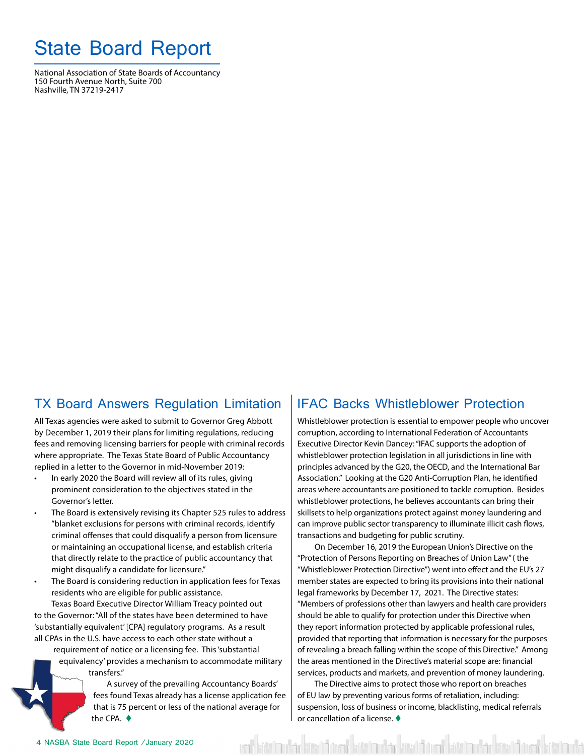# State Board Report

National Association of State Boards of Accountancy
150 Fourth Avenue North, Suite 700
Nashville, TN 37219-2417

## TX Board Answers Regulation Limitation

All Texas agencies were asked to submit to Governor Greg Abbott by December 1, 2019 their plans for limiting regulations, reducing fees and removing licensing barriers for people with criminal records where appropriate. The Texas State Board of Public Accountancy replied in a letter to the Governor in mid-November 2019:

- In early 2020 the Board will review all of its rules, giving prominent consideration to the objectives stated in the Governor's letter.
- The Board is extensively revising its Chapter 525 rules to address "blanket exclusions for persons with criminal records, identify criminal offenses that could disqualify a person from licensure or maintaining an occupational license, and establish criteria that directly relate to the practice of public accountancy that might disqualify a candidate for licensure."
- The Board is considering reduction in application fees for Texas residents who are eligible for public assistance.

Texas Board Executive Director William Treacy pointed out to the Governor: "All of the states have been determined to have 'substantially equivalent' [CPA] regulatory programs. As a result all CPAs in the U.S. have access to each other state without a requirement of notice or a licensing fee. This 'substantial equivalency' provides a mechanism to accommodate military transfers."

A survey of the prevailing Accountancy Boards' fees found Texas already has a license application fee that is 75 percent or less of the national average for the CPA. ♦

## IFAC Backs Whistleblower Protection

Whistleblower protection is essential to empower people who uncover corruption, according to International Federation of Accountants Executive Director Kevin Dancey: "IFAC supports the adoption of whistleblower protection legislation in all jurisdictions in line with principles advanced by the G20, the OECD, and the International Bar Association." Looking at the G20 Anti-Corruption Plan, he identified areas where accountants are positioned to tackle corruption. Besides whistleblower protections, he believes accountants can bring their skillsets to help organizations protect against money laundering and can improve public sector transparency to illuminate illicit cash flows, transactions and budgeting for public scrutiny.

On December 16, 2019 the European Union's Directive on the "Protection of Persons Reporting on Breaches of Union Law" ( the "Whistleblower Protection Directive") went into effect and the EU's 27 member states are expected to bring its provisions into their national legal frameworks by December 17, 2021. The Directive states: "Members of professions other than lawyers and health care providers should be able to qualify for protection under this Directive when they report information protected by applicable professional rules, provided that reporting that information is necessary for the purposes of revealing a breach falling within the scope of this Directive." Among the areas mentioned in the Directive's material scope are: financial services, products and markets, and prevention of money laundering.

The Directive aims to protect those who report on breaches of EU law by preventing various forms of retaliation, including: suspension, loss of business or income, blacklisting, medical referrals or cancellation of a license. ♦